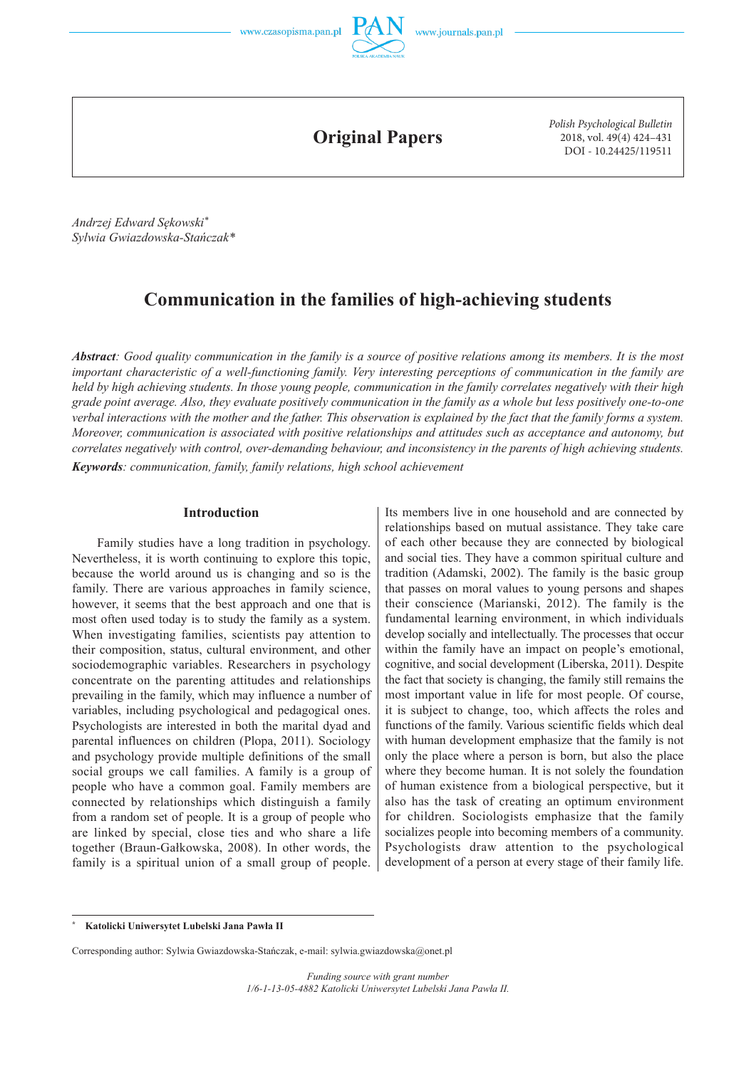Original Papers

Andrzej Edward Sękowski*
Sylwia Gwiazdowska-Stańczak*

# Communication in the families of high-achieving students

***Abstract**: Good quality communication in the family is a source of positive relations among its members. It is the most important characteristic of a well-functioning family. Very interesting perceptions of communication in the family are held by high achieving students. In those young people, communication in the family correlates negatively with their high grade point average. Also, they evaluate positively communication in the family as a whole but less positively one-to-one verbal interactions with the mother and the father. This observation is explained by the fact that the family forms a system. Moreover, communication is associated with positive relationships and attitudes such as acceptance and autonomy, but correlates negatively with control, over-demanding behaviour, and inconsistency in the parents of high achieving students.*

***Keywords**: communication, family, family relations, high school achievement*

## Introduction

Family studies have a long tradition in psychology. Nevertheless, it is worth continuing to explore this topic, because the world around us is changing and so is the family. There are various approaches in family science, however, it seems that the best approach and one that is most often used today is to study the family as a system. When investigating families, scientists pay attention to their composition, status, cultural environment, and other sociodemographic variables. Researchers in psychology concentrate on the parenting attitudes and relationships prevailing in the family, which may influence a number of variables, including psychological and pedagogical ones. Psychologists are interested in both the marital dyad and parental influences on children (Plopa, 2011). Sociology and psychology provide multiple definitions of the small social groups we call families. A family is a group of people who have a common goal. Family members are connected by relationships which distinguish a family from a random set of people. It is a group of people who are linked by special, close ties and who share a life together (Braun-Gałkowska, 2008). In other words, the family is a spiritual union of a small group of people. Its members live in one household and are connected by relationships based on mutual assistance. They take care of each other because they are connected by biological and social ties. They have a common spiritual culture and tradition (Adamski, 2002). The family is the basic group that passes on moral values to young persons and shapes their conscience (Marianski, 2012). The family is the fundamental learning environment, in which individuals develop socially and intellectually. The processes that occur within the family have an impact on people's emotional, cognitive, and social development (Liberska, 2011). Despite the fact that society is changing, the family still remains the most important value in life for most people. Of course, it is subject to change, too, which affects the roles and functions of the family. Various scientific fields which deal with human development emphasize that the family is not only the place where a person is born, but also the place where they become human. It is not solely the foundation of human existence from a biological perspective, but it also has the task of creating an optimum environment for children. Sociologists emphasize that the family socializes people into becoming members of a community. Psychologists draw attention to the psychological development of a person at every stage of their family life.

---

* **Katolicki Uniwersytet Lubelski Jana Pawła II**

Corresponding author: Sylwia Gwiazdowska-Stańczak, e-mail: sylwia.gwiazdowska@onet.pl

*Funding source with grant number*
*1/6-1-13-05-4882 Katolicki Uniwersytet Lubelski Jana Pawła II.*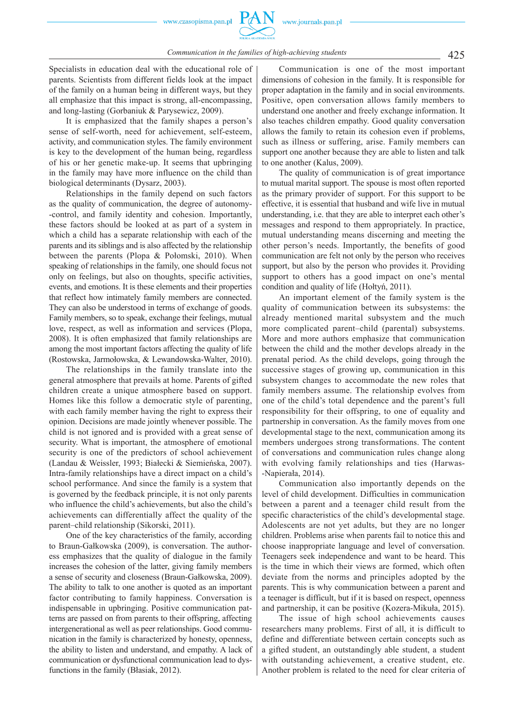Specialists in education deal with the educational role of parents. Scientists from different fields look at the impact of the family on a human being in different ways, but they all emphasize that this impact is strong, all-encompassing, and long-lasting (Gorbaniuk & Parysewicz, 2009).

It is emphasized that the family shapes a person's sense of self-worth, need for achievement, self-esteem, activity, and communication styles. The family environment is key to the development of the human being, regardless of his or her genetic make-up. It seems that upbringing in the family may have more influence on the child than biological determinants (Dysarz, 2003).

Relationships in the family depend on such factors as the quality of communication, the degree of autonomy--control, and family identity and cohesion. Importantly, these factors should be looked at as part of a system in which a child has a separate relationship with each of the parents and its siblings and is also affected by the relationship between the parents (Plopa & Połomski, 2010). When speaking of relationships in the family, one should focus not only on feelings, but also on thoughts, specific activities, events, and emotions. It is these elements and their properties that reflect how intimately family members are connected. They can also be understood in terms of exchange of goods. Family members, so to speak, exchange their feelings, mutual love, respect, as well as information and services (Plopa, 2008). It is often emphasized that family relationships are among the most important factors affecting the quality of life (Rostowska, Jarmołowska, & Lewandowska-Walter, 2010).

The relationships in the family translate into the general atmosphere that prevails at home. Parents of gifted children create a unique atmosphere based on support. Homes like this follow a democratic style of parenting, with each family member having the right to express their opinion. Decisions are made jointly whenever possible. The child is not ignored and is provided with a great sense of security. What is important, the atmosphere of emotional security is one of the predictors of school achievement (Landau & Weissler, 1993; Białecki & Siemieńska, 2007). Intra-family relationships have a direct impact on a child's school performance. And since the family is a system that is governed by the feedback principle, it is not only parents who influence the child's achievements, but also the child's achievements can differentially affect the quality of the parent–child relationship (Sikorski, 2011).

One of the key characteristics of the family, according to Braun-Gałkowska (2009), is conversation. The authoress emphasizes that the quality of dialogue in the family increases the cohesion of the latter, giving family members a sense of security and closeness (Braun-Gałkowska, 2009). The ability to talk to one another is quoted as an important factor contributing to family happiness. Conversation is indispensable in upbringing. Positive communication patterns are passed on from parents to their offspring, affecting intergenerational as well as peer relationships. Good communication in the family is characterized by honesty, openness, the ability to listen and understand, and empathy. A lack of communication or dysfunctional communication lead to dysfunctions in the family (Błasiak, 2012).

Communication is one of the most important dimensions of cohesion in the family. It is responsible for proper adaptation in the family and in social environments. Positive, open conversation allows family members to understand one another and freely exchange information. It also teaches children empathy. Good quality conversation allows the family to retain its cohesion even if problems, such as illness or suffering, arise. Family members can support one another because they are able to listen and talk to one another (Kalus, 2009).

The quality of communication is of great importance to mutual marital support. The spouse is most often reported as the primary provider of support. For this support to be effective, it is essential that husband and wife live in mutual understanding, i.e. that they are able to interpret each other's messages and respond to them appropriately. In practice, mutual understanding means discerning and meeting the other person's needs. Importantly, the benefits of good communication are felt not only by the person who receives support, but also by the person who provides it. Providing support to others has a good impact on one's mental condition and quality of life (Hołtyń, 2011).

An important element of the family system is the quality of communication between its subsystems: the already mentioned marital subsystem and the much more complicated parent–child (parental) subsystems. More and more authors emphasize that communication between the child and the mother develops already in the prenatal period. As the child develops, going through the successive stages of growing up, communication in this subsystem changes to accommodate the new roles that family members assume. The relationship evolves from one of the child's total dependence and the parent's full responsibility for their offspring, to one of equality and partnership in conversation. As the family moves from one developmental stage to the next, communication among its members undergoes strong transformations. The content of conversations and communication rules change along with evolving family relationships and ties (Harwas--Napierała, 2014).

Communication also importantly depends on the level of child development. Difficulties in communication between a parent and a teenager child result from the specific characteristics of the child's developmental stage. Adolescents are not yet adults, but they are no longer children. Problems arise when parents fail to notice this and choose inappropriate language and level of conversation. Teenagers seek independence and want to be heard. This is the time in which their views are formed, which often deviate from the norms and principles adopted by the parents. This is why communication between a parent and a teenager is difficult, but if it is based on respect, openness and partnership, it can be positive (Kozera-Mikuła, 2015).

The issue of high school achievements causes researchers many problems. First of all, it is difficult to define and differentiate between certain concepts such as a gifted student, an outstandingly able student, a student with outstanding achievement, a creative student, etc. Another problem is related to the need for clear criteria of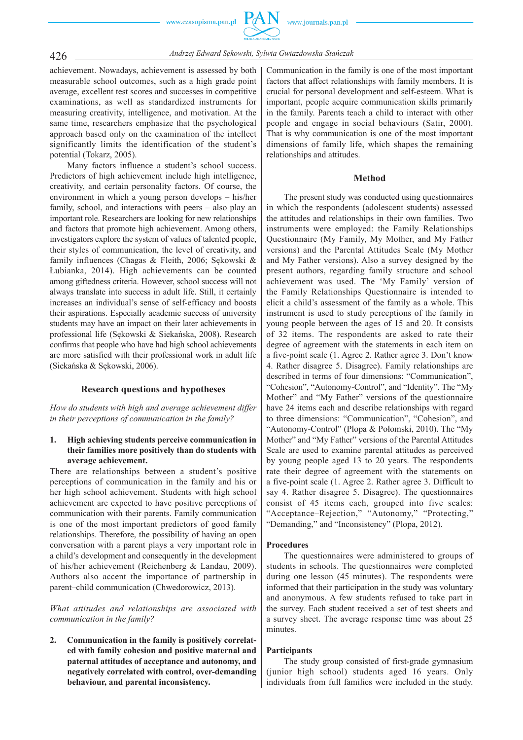achievement. Nowadays, achievement is assessed by both measurable school outcomes, such as a high grade point average, excellent test scores and successes in competitive examinations, as well as standardized instruments for measuring creativity, intelligence, and motivation. At the same time, researchers emphasize that the psychological approach based only on the examination of the intellect significantly limits the identification of the student's potential (Tokarz, 2005).

Many factors influence a student's school success. Predictors of high achievement include high intelligence, creativity, and certain personality factors. Of course, the environment in which a young person develops – his/her family, school, and interactions with peers – also play an important role. Researchers are looking for new relationships and factors that promote high achievement. Among others, investigators explore the system of values of talented people, their styles of communication, the level of creativity, and family influences (Chagas & Fleith, 2006; Sękowski & Łubianka, 2014). High achievements can be counted among giftedness criteria. However, school success will not always translate into success in adult life. Still, it certainly increases an individual's sense of self-efficacy and boosts their aspirations. Especially academic success of university students may have an impact on their later achievements in professional life (Sękowski & Siekańska, 2008). Research confirms that people who have had high school achievements are more satisfied with their professional work in adult life (Siekańska & Sękowski, 2006).

## Research questions and hypotheses

*How do students with high and average achievement differ in their perceptions of communication in the family?*

1. **High achieving students perceive communication in their families more positively than do students with average achievement.**

There are relationships between a student's positive perceptions of communication in the family and his or her high school achievement. Students with high school achievement are expected to have positive perceptions of communication with their parents. Family communication is one of the most important predictors of good family relationships. Therefore, the possibility of having an open conversation with a parent plays a very important role in a child's development and consequently in the development of his/her achievement (Reichenberg & Landau, 2009). Authors also accent the importance of partnership in parent–child communication (Chwedorowicz, 2013).

*What attitudes and relationships are associated with communication in the family?*

2. **Communication in the family is positively correlated with family cohesion and positive maternal and paternal attitudes of acceptance and autonomy, and negatively correlated with control, over-demanding behaviour, and parental inconsistency.**

Communication in the family is one of the most important factors that affect relationships with family members. It is crucial for personal development and self-esteem. What is important, people acquire communication skills primarily in the family. Parents teach a child to interact with other people and engage in social behaviours (Satir, 2000). That is why communication is one of the most important dimensions of family life, which shapes the remaining relationships and attitudes.

## Method

The present study was conducted using questionnaires in which the respondents (adolescent students) assessed the attitudes and relationships in their own families. Two instruments were employed: the Family Relationships Questionnaire (My Family, My Mother, and My Father versions) and the Parental Attitudes Scale (My Mother and My Father versions). Also a survey designed by the present authors, regarding family structure and school achievement was used. The 'My Family' version of the Family Relationships Questionnaire is intended to elicit a child's assessment of the family as a whole. This instrument is used to study perceptions of the family in young people between the ages of 15 and 20. It consists of 32 items. The respondents are asked to rate their degree of agreement with the statements in each item on a five-point scale (1. Agree 2. Rather agree 3. Don't know 4. Rather disagree 5. Disagree). Family relationships are described in terms of four dimensions: "Communication", "Cohesion", "Autonomy-Control", and "Identity". The "My Mother" and "My Father" versions of the questionnaire have 24 items each and describe relationships with regard to three dimensions: "Communication", "Cohesion", and "Autonomy-Control" (Plopa & Połomski, 2010). The "My Mother" and "My Father" versions of the Parental Attitudes Scale are used to examine parental attitudes as perceived by young people aged 13 to 20 years. The respondents rate their degree of agreement with the statements on a five-point scale (1. Agree 2. Rather agree 3. Difficult to say 4. Rather disagree 5. Disagree). The questionnaires consist of 45 items each, grouped into five scales: "Acceptance–Rejection," "Autonomy," "Protecting," "Demanding," and "Inconsistency" (Plopa, 2012).

### Procedures

The questionnaires were administered to groups of students in schools. The questionnaires were completed during one lesson (45 minutes). The respondents were informed that their participation in the study was voluntary and anonymous. A few students refused to take part in the survey. Each student received a set of test sheets and a survey sheet. The average response time was about 25 minutes.

### Participants

The study group consisted of first-grade gymnasium (junior high school) students aged 16 years. Only individuals from full families were included in the study.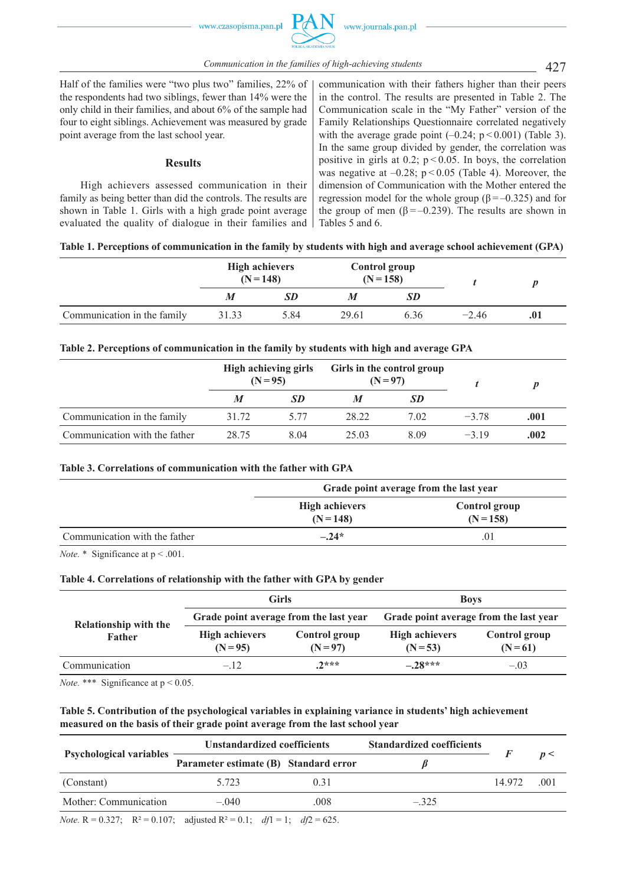Half of the families were "two plus two" families, 22% of the respondents had two siblings, fewer than 14% were the only child in their families, and about 6% of the sample had four to eight siblings. Achievement was measured by grade point average from the last school year.

### Results

High achievers assessed communication in their family as being better than did the controls. The results are shown in Table 1. Girls with a high grade point average evaluated the quality of dialogue in their families and communication with their fathers higher than their peers in the control. The results are presented in Table 2. The Communication scale in the "My Father" version of the Family Relationships Questionnaire correlated negatively with the average grade point (–0.24; $p < 0.001$) (Table 3). In the same group divided by gender, the correlation was positive in girls at 0.2; $p < 0.05$. In boys, the correlation was negative at –0.28; $p < 0.05$ (Table 4). Moreover, the dimension of Communication with the Mother entered the regression model for the whole group ($\beta = -0.325$) and for the group of men ($\beta = -0.239$). The results are shown in Tables 5 and 6.

**Table 1. Perceptions of communication in the family by students with high and average school achievement (GPA)**

| | High achievers (N = 148) | | Control group (N = 158) | | *t* | *p* |
|---|---|---|---|---|---|---|
| | ***M*** | ***SD*** | ***M*** | ***SD*** | | |
| Communication in the family | 31.33 | 5.84 | 29.61 | 6.36 | −2.46 | **.01** |

**Table 2. Perceptions of communication in the family by students with high and average GPA**

| | High achieving girls (N = 95) | | Girls in the control group (N = 97) | | *t* | *p* |
|---|---|---|---|---|---|---|
| | ***M*** | ***SD*** | ***M*** | ***SD*** | | |
| Communication in the family | 31.72 | 5.77 | 28.22 | 7.02 | −3.78 | **.001** |
| Communication with the father | 28.75 | 8.04 | 25.03 | 8.09 | −3.19 | **.002** |

**Table 3. Correlations of communication with the father with GPA**

| | Grade point average from the last year | |
|---|---|---|
| | High achievers (N = 148) | Control group (N = 158) |
| Communication with the father | **–.24*** | .01 |

*Note.* * Significance at $p < .001$.

**Table 4. Correlations of relationship with the father with GPA by gender**

| Relationship with the Father | Girls | | Boys | |
|---|---|---|---|---|
| | Grade point average from the last year | | Grade point average from the last year | |
| | High achievers (N = 95) | Control group (N = 97) | High achievers (N = 53) | Control group (N = 61) |
| Communication | –.12 | **.2***** | **–.28***** | –.03 |

*Note.* *** Significance at $p < 0.05$.

**Table 5. Contribution of the psychological variables in explaining variance in students' high achievement measured on the basis of their grade point average from the last school year**

| Psychological variables | Unstandardized coefficients | | Standardized coefficients | *F* | *p* < |
|---|---|---|---|---|---|
| | Parameter estimate (B) | Standard error | *β* | | |
| (Constant) | 5.723 | 0.31 | | 14.972 | .001 |
| Mother: Communication | –.040 | .008 | –.325 | | |

*Note.* R = 0.327; $R^2 = 0.107$; adjusted $R^2 = 0.1$; $df1 = 1$; $df2 = 625$.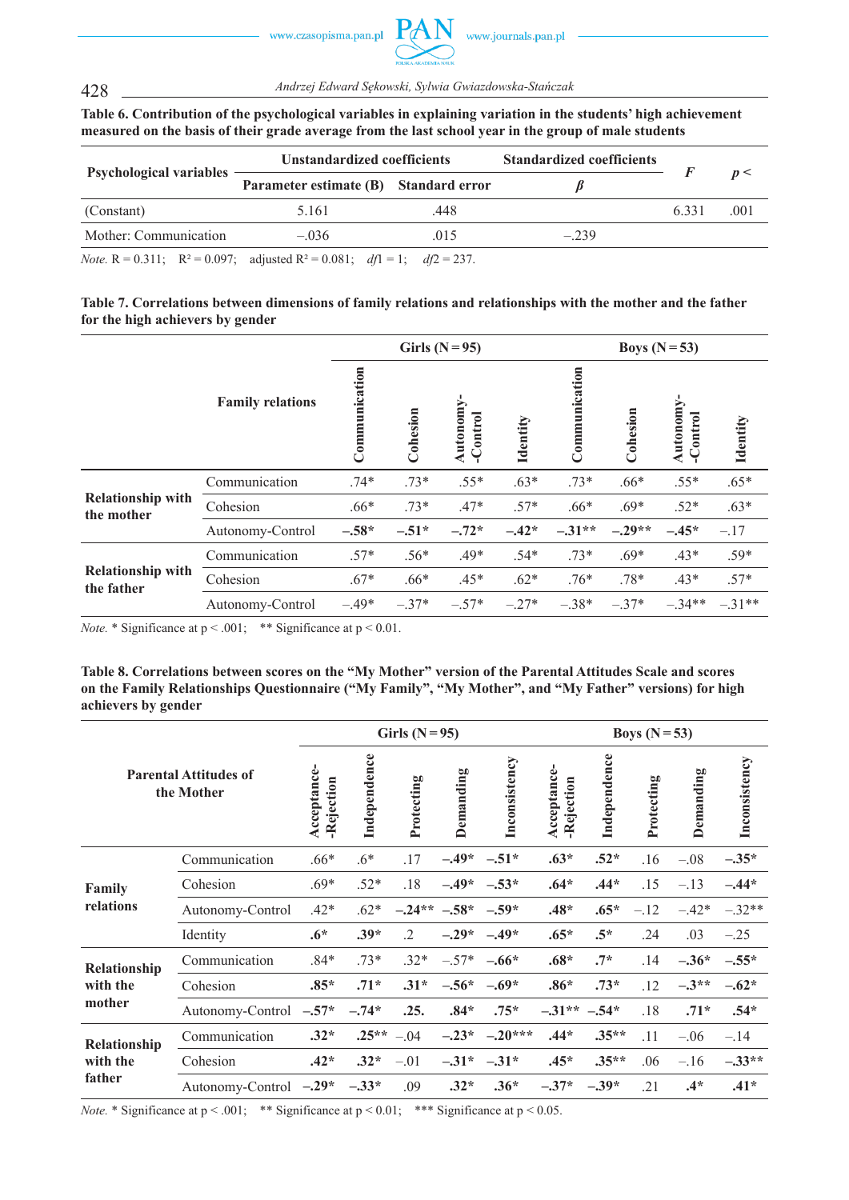**Table 6. Contribution of the psychological variables in explaining variation in the students' high achievement measured on the basis of their grade average from the last school year in the group of male students**

| Psychological variables | Unstandardized coefficients | | Standardized coefficients | $F$ | $p <$ |
|---|---|---|---|---|---|
| | Parameter estimate (B) | Standard error | $\beta$ | | |
| (Constant) | 5.161 | .448 | | 6.331 | .001 |
| Mother: Communication | –.036 | .015 | –.239 | | |

*Note.* R = 0.311; $R^2$ = 0.097; adjusted $R^2$ = 0.081; $df1$ = 1; $df2$ = 237.

**Table 7. Correlations between dimensions of family relations and relationships with the mother and the father for the high achievers by gender**

| Family relations | | Girls (N = 95) | | | | Boys (N = 53) | | | |
|---|---|---|---|---|---|---|---|---|---|
| | | Communication | Cohesion | Autonomy-Control | Identity | Communication | Cohesion | Autonomy-Control | Identity |
| Relationship with the mother | Communication | .74* | .73* | .55* | .63* | .73* | .66* | .55* | .65* |
| | Cohesion | .66* | .73* | .47* | .57* | .66* | .69* | .52* | .63* |
| | Autonomy-Control | **–.58*** | **–.51*** | **–.72*** | **–.42*** | **–.31**** | **–.29**** | **–.45*** | –.17 |
| Relationship with the father | Communication | .57* | .56* | .49* | .54* | .73* | .69* | .43* | .59* |
| | Cohesion | .67* | .66* | .45* | .62* | .76* | .78* | .43* | .57* |
| | Autonomy-Control | –.49* | –.37* | –.57* | –.27* | –.38* | –.37* | –.34** | –.31** |

*Note.* * Significance at p < .001; ** Significance at p < 0.01.

**Table 8. Correlations between scores on the "My Mother" version of the Parental Attitudes Scale and scores on the Family Relationships Questionnaire ("My Family", "My Mother", and "My Father" versions) for high achievers by gender**

| Parental Attitudes of the Mother | | Girls (N = 95) | | | | | Boys (N = 53) | | | | |
|---|---|---|---|---|---|---|---|---|---|---|---|
| | | Acceptance-Rejection | Independence | Protecting | Demanding | Inconsistency | Acceptance-Rejection | Independence | Protecting | Demanding | Inconsistency |
| Family relations | Communication | .66* | .6* | .17 | **–.49*** | **–.51*** | **.63*** | **.52*** | .16 | –.08 | **–.35*** |
| | Cohesion | .69* | .52* | .18 | **–.49*** | **–.53*** | **.64*** | **.44*** | .15 | –.13 | **–.44*** |
| | Autonomy-Control | .42* | .62* | **–.24**** | **–.58*** | **–.59*** | **.48*** | **.65*** | –.12 | –.42* | –.32** |
| | Identity | **.6*** | **.39*** | .2 | **–.29*** | **–.49*** | **.65*** | **.5*** | .24 | .03 | –.25 |
| Relationship with the mother | Communication | .84* | .73* | .32* | –.57* | **–.66*** | **.68*** | **.7*** | .14 | **–.36*** | **–.55*** |
| | Cohesion | **.85*** | **.71*** | **.31*** | **–.56*** | **–.69*** | **.86*** | **.73*** | .12 | **–.3**** | **–.62*** |
| | Autonomy-Control | **–.57*** | **–.74*** | **.25.** | **.84*** | **.75*** | **–.31**** | **–.54*** | .18 | **.71*** | **.54*** |
| Relationship with the father | Communication | **.32*** | **.25**** | –.04 | **–.23*** | **–.20***** | **.44*** | **.35**** | .11 | –.06 | –.14 |
| | Cohesion | **.42*** | **.32*** | –.01 | **–.31*** | **–.31*** | **.45*** | **.35**** | .06 | –.16 | **–.33**** |
| | Autonomy-Control | **–.29*** | **–.33*** | .09 | **.32*** | **.36*** | **–.37*** | **–.39*** | .21 | **.4*** | **.41*** |

*Note.* * Significance at p < .001; ** Significance at p < 0.01; *** Significance at p < 0.05.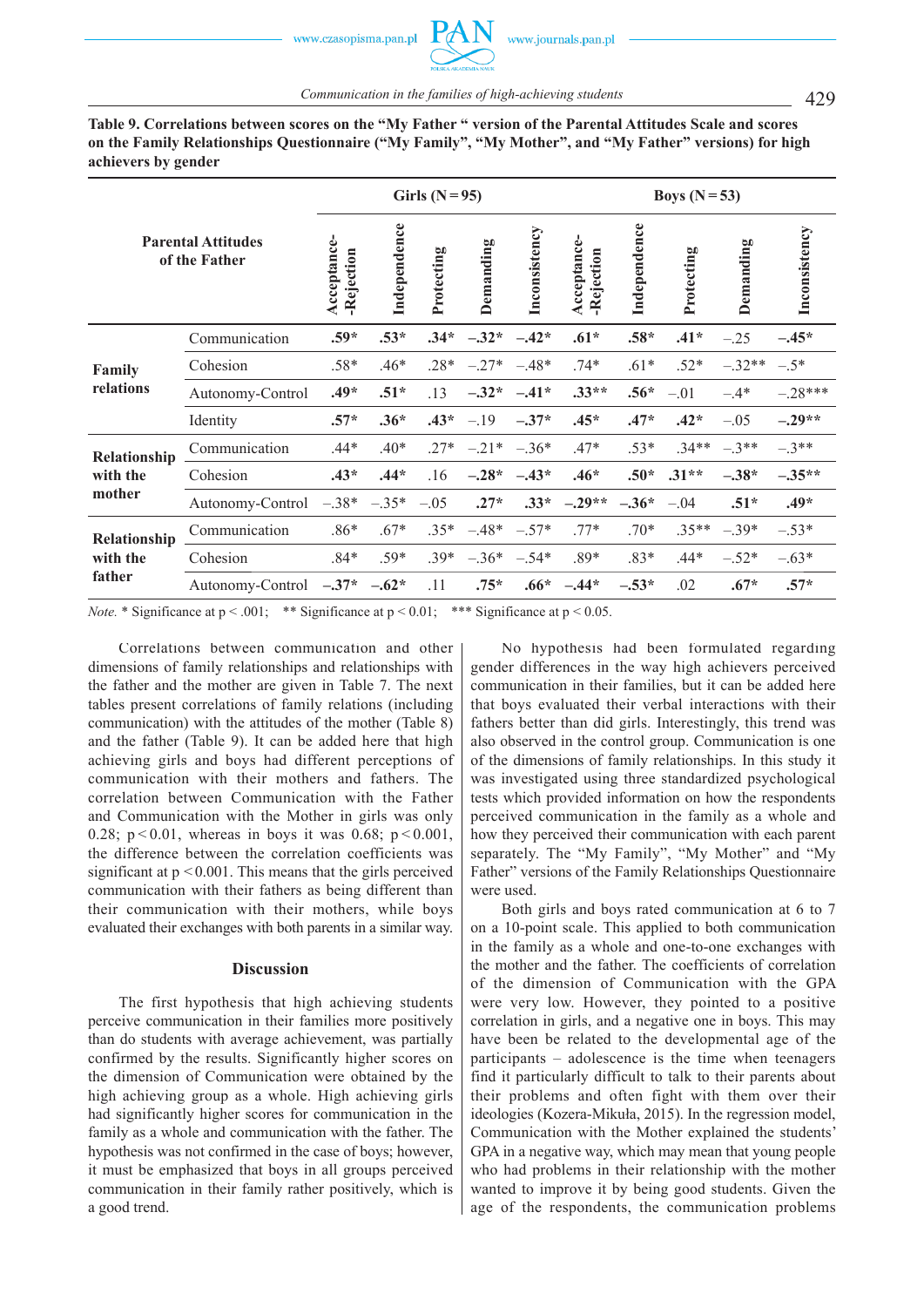**Table 9. Correlations between scores on the "My Father " version of the Parental Attitudes Scale and scores on the Family Relationships Questionnaire ("My Family", "My Mother", and "My Father" versions) for high achievers by gender**

| Parental Attitudes of the Father | | Girls (N = 95) | | | | | Boys (N = 53) | | | | |
|---|---|---|---|---|---|---|---|---|---|---|---|
| | | **Acceptance--Rejection** | **Independence** | **Protecting** | **Demanding** | **Inconsistency** | **Acceptance--Rejection** | **Independence** | **Protecting** | **Demanding** | **Inconsistency** |
| **Family relations** | Communication | **.59*** | **.53*** | **.34*** | **–.32*** | **–.42*** | **.61*** | **.58*** | **.41*** | –.25 | **–.45*** |
| | Cohesion | .58* | .46* | .28* | –.27* | –.48* | .74* | .61* | .52* | –.32** | –.5* |
| | Autonomy-Control | **.49*** | **.51*** | .13 | **–.32*** | **–.41*** | **.33**** | **.56*** | –.01 | –.4* | –.28*** |
| | Identity | **.57*** | **.36*** | **.43*** | –.19 | **–.37*** | **.45*** | **.47*** | **.42*** | –.05 | **–.29**** |
| **Relationship with the mother** | Communication | .44* | .40* | .27* | –.21* | –.36* | .47* | .53* | .34** | –.3** | –.3** |
| | Cohesion | **.43*** | **.44*** | .16 | **–.28*** | **–.43*** | **.46*** | **.50*** | **.31**** | **–.38*** | **–.35**** |
| | Autonomy-Control | –.38* | –.35* | –.05 | **.27*** | **.33*** | **–.29**** | **–.36*** | –.04 | **.51*** | **.49*** |
| **Relationship with the father** | Communication | .86* | .67* | .35* | –.48* | –.57* | .77* | .70* | .35** | –.39* | –.53* |
| | Cohesion | .84* | .59* | .39* | –.36* | –.54* | .89* | .83* | .44* | –.52* | –.63* |
| | Autonomy-Control | **–.37*** | **–.62*** | .11 | **.75*** | **.66*** | **–.44*** | **–.53*** | .02 | **.67*** | **.57*** |

*Note.* * Significance at $p < .001$; ** Significance at $p < 0.01$; *** Significance at $p < 0.05$.

Correlations between communication and other dimensions of family relationships and relationships with the father and the mother are given in Table 7. The next tables present correlations of family relations (including communication) with the attitudes of the mother (Table 8) and the father (Table 9). It can be added here that high achieving girls and boys had different perceptions of communication with their mothers and fathers. The correlation between Communication with the Father and Communication with the Mother in girls was only 0.28; $p < 0.01$, whereas in boys it was 0.68; $p < 0.001$, the difference between the correlation coefficients was significant at $p < 0.001$. This means that the girls perceived communication with their fathers as being different than their communication with their mothers, while boys evaluated their exchanges with both parents in a similar way.

## Discussion

The first hypothesis that high achieving students perceive communication in their families more positively than do students with average achievement, was partially confirmed by the results. Significantly higher scores on the dimension of Communication were obtained by the high achieving group as a whole. High achieving girls had significantly higher scores for communication in the family as a whole and communication with the father. The hypothesis was not confirmed in the case of boys; however, it must be emphasized that boys in all groups perceived communication in their family rather positively, which is a good trend.

No hypothesis had been formulated regarding gender differences in the way high achievers perceived communication in their families, but it can be added here that boys evaluated their verbal interactions with their fathers better than did girls. Interestingly, this trend was also observed in the control group. Communication is one of the dimensions of family relationships. In this study it was investigated using three standardized psychological tests which provided information on how the respondents perceived communication in the family as a whole and how they perceived their communication with each parent separately. The "My Family", "My Mother" and "My Father" versions of the Family Relationships Questionnaire were used.

Both girls and boys rated communication at 6 to 7 on a 10-point scale. This applied to both communication in the family as a whole and one-to-one exchanges with the mother and the father. The coefficients of correlation of the dimension of Communication with the GPA were very low. However, they pointed to a positive correlation in girls, and a negative one in boys. This may have been be related to the developmental age of the participants – adolescence is the time when teenagers find it particularly difficult to talk to their parents about their problems and often fight with them over their ideologies (Kozera-Mikuła, 2015). In the regression model, Communication with the Mother explained the students' GPA in a negative way, which may mean that young people who had problems in their relationship with the mother wanted to improve it by being good students. Given the age of the respondents, the communication problems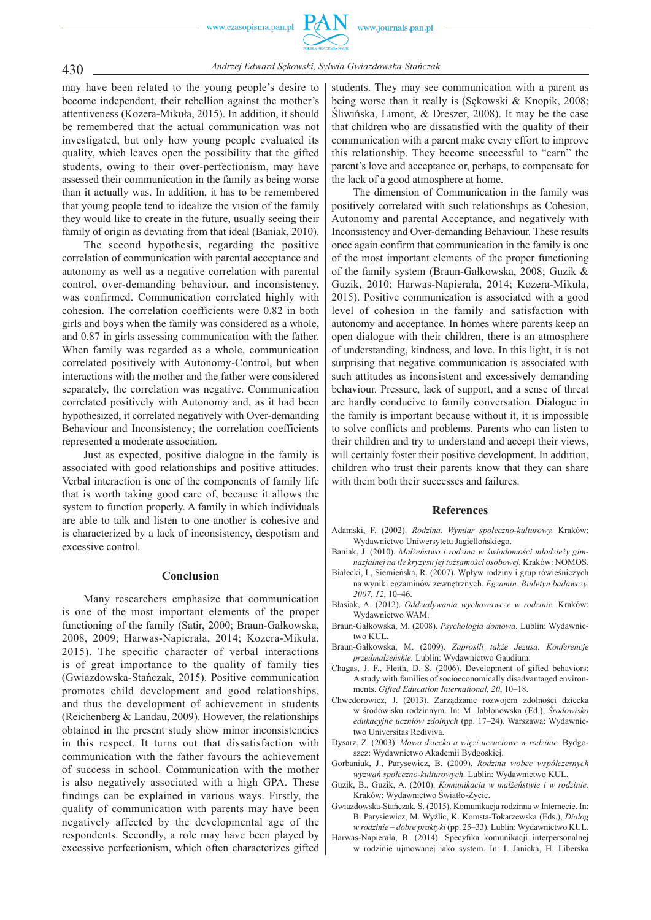may have been related to the young people's desire to become independent, their rebellion against the mother's attentiveness (Kozera-Mikuła, 2015). In addition, it should be remembered that the actual communication was not investigated, but only how young people evaluated its quality, which leaves open the possibility that the gifted students, owing to their over-perfectionism, may have assessed their communication in the family as being worse than it actually was. In addition, it has to be remembered that young people tend to idealize the vision of the family they would like to create in the future, usually seeing their family of origin as deviating from that ideal (Baniak, 2010).

The second hypothesis, regarding the positive correlation of communication with parental acceptance and autonomy as well as a negative correlation with parental control, over-demanding behaviour, and inconsistency, was confirmed. Communication correlated highly with cohesion. The correlation coefficients were 0.82 in both girls and boys when the family was considered as a whole, and 0.87 in girls assessing communication with the father. When family was regarded as a whole, communication correlated positively with Autonomy-Control, but when interactions with the mother and the father were considered separately, the correlation was negative. Communication correlated positively with Autonomy and, as it had been hypothesized, it correlated negatively with Over-demanding Behaviour and Inconsistency; the correlation coefficients represented a moderate association.

Just as expected, positive dialogue in the family is associated with good relationships and positive attitudes. Verbal interaction is one of the components of family life that is worth taking good care of, because it allows the system to function properly. A family in which individuals are able to talk and listen to one another is cohesive and is characterized by a lack of inconsistency, despotism and excessive control.

## Conclusion

Many researchers emphasize that communication is one of the most important elements of the proper functioning of the family (Satir, 2000; Braun-Gałkowska, 2008, 2009; Harwas-Napierała, 2014; Kozera-Mikuła, 2015). The specific character of verbal interactions is of great importance to the quality of family ties (Gwiazdowska-Stańczak, 2015). Positive communication promotes child development and good relationships, and thus the development of achievement in students (Reichenberg & Landau, 2009). However, the relationships obtained in the present study show minor inconsistencies in this respect. It turns out that dissatisfaction with communication with the father favours the achievement of success in school. Communication with the mother is also negatively associated with a high GPA. These findings can be explained in various ways. Firstly, the quality of communication with parents may have been negatively affected by the developmental age of the respondents. Secondly, a role may have been played by excessive perfectionism, which often characterizes gifted students. They may see communication with a parent as being worse than it really is (Sękowski & Knopik, 2008; Śliwińska, Limont, & Dreszer, 2008). It may be the case that children who are dissatisfied with the quality of their communication with a parent make every effort to improve this relationship. They become successful to "earn" the parent's love and acceptance or, perhaps, to compensate for the lack of a good atmosphere at home.

The dimension of Communication in the family was positively correlated with such relationships as Cohesion, Autonomy and parental Acceptance, and negatively with Inconsistency and Over-demanding Behaviour. These results once again confirm that communication in the family is one of the most important elements of the proper functioning of the family system (Braun-Gałkowska, 2008; Guzik & Guzik, 2010; Harwas-Napierała, 2014; Kozera-Mikuła, 2015). Positive communication is associated with a good level of cohesion in the family and satisfaction with autonomy and acceptance. In homes where parents keep an open dialogue with their children, there is an atmosphere of understanding, kindness, and love. In this light, it is not surprising that negative communication is associated with such attitudes as inconsistent and excessively demanding behaviour. Pressure, lack of support, and a sense of threat are hardly conducive to family conversation. Dialogue in the family is important because without it, it is impossible to solve conflicts and problems. Parents who can listen to their children and try to understand and accept their views, will certainly foster their positive development. In addition, children who trust their parents know that they can share with them both their successes and failures.

## References

Adamski, F. (2002). *Rodzina. Wymiar społeczno-kulturowy.* Kraków: Wydawnictwo Uniwersytetu Jagiellońskiego.

Baniak, J. (2010). *Małżeństwo i rodzina w świadomości młodzieży gimnazjalnej na tle kryzysu jej tożsamości osobowej.* Kraków: NOMOS.

Białecki, I., Siemieńska, R. (2007). Wpływ rodziny i grup rówieśniczych na wyniki egzaminów zewnętrznych. *Egzamin. Biuletyn badawczy. 2007*, *12*, 10–46.

Błasiak, A. (2012). *Oddziaływania wychowawcze w rodzinie.* Kraków: Wydawnictwo WAM.

Braun-Gałkowska, M. (2008). *Psychologia domowa.* Lublin: Wydawnictwo KUL.

Braun-Gałkowska, M. (2009). *Zaprosili także Jezusa. Konferencje przedmałżeńskie.* Lublin: Wydawnictwo Gaudium.

Chagas, J. F., Fleith, D. S. (2006). Development of gifted behaviors: A study with families of socioeconomically disadvantaged environments. *Gifted Education International, 20*, 10–18.

Chwedorowicz, J. (2013). Zarządzanie rozwojem zdolności dziecka w środowisku rodzinnym. In: M. Jabłonowska (Ed.), *Środowisko edukacyjne uczniów zdolnych* (pp. 17–24). Warszawa: Wydawnictwo Universitas Rediviva.

Dysarz, Z. (2003). *Mowa dziecka a więzi uczuciowe w rodzinie.* Bydgoszcz: Wydawnictwo Akademii Bydgoskiej.

Gorbaniuk, J., Parysewicz, B. (2009). *Rodzina wobec współczesnych wyzwań społeczno-kulturowych.* Lublin: Wydawnictwo KUL.

Guzik, B., Guzik, A. (2010). *Komunikacja w małżeństwie i w rodzinie.* Kraków: Wydawnictwo Światło-Życie.

Gwiazdowska-Stańczak, S. (2015). Komunikacja rodzinna w Internecie. In: B. Parysiewicz, M. Wyżlic, K. Komsta-Tokarzewska (Eds.), *Dialog w rodzinie – dobre praktyki* (pp. 25–33). Lublin: Wydawnictwo KUL.

Harwas-Napierała, B. (2014). Specyfika komunikacji interpersonalnej w rodzinie ujmowanej jako system. In: I. Janicka, H. Liberska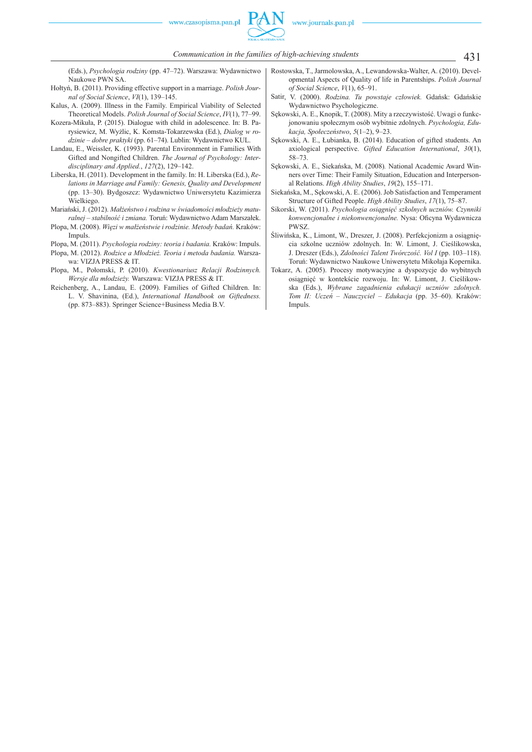(Eds.), *Psychologia rodziny* (pp. 47–72). Warszawa: Wydawnictwo Naukowe PWN SA.

Hołtyń, B. (2011). Providing effective support in a marriage. *Polish Journal of Social Science*, *VI*(1), 139–145.

Kalus, A. (2009). Illness in the Family. Empirical Viability of Selected Theoretical Models. *Polish Journal of Social Science*, *IV*(1), 77–99.

Kozera-Mikuła, P. (2015). Dialogue with child in adolescence. In: B. Parysiewicz, M. Wyżlic, K. Komsta-Tokarzewska (Ed.), *Dialog w rodzinie – dobre praktyki* (pp. 61–74). Lublin: Wydawnictwo KUL.

Landau, E., Weissler, K. (1993). Parental Environment in Families With Gifted and Nongifted Children. *The Journal of Psychology: Interdisciplinary and Applied.*, *127*(2), 129–142.

Liberska, H. (2011). Development in the family. In: H. Liberska (Ed.), *Relations in Marriage and Family: Genesis, Quality and Development* (pp. 13–30). Bydgoszcz: Wydawnictwo Uniwersytetu Kazimierza Wielkiego.

Mariański, J. (2012). *Małżeństwo i rodzina w świadomości młodzieży maturalnej – stabilność i zmiana.* Toruń: Wydawnictwo Adam Marszałek.

Plopa, M. (2008). *Więzi w małżeństwie i rodzinie. Metody badań.* Kraków: Impuls.

Plopa, M. (2011). *Psychologia rodziny: teoria i badania.* Kraków: Impuls.

Plopa, M. (2012). *Rodzice a Młodzież. Teoria i metoda badania.* Warszawa: VIZJA PRESS & IT.

Plopa, M., Połomski, P. (2010). *Kwestionariusz Relacji Rodzinnych. Wersje dla młodzieży.* Warszawa: VIZJA PRESS & IT.

Reichenberg, A., Landau, E. (2009). Families of Gifted Children. In: L. V. Shavinina, (Ed.), *International Handbook on Giftedness.* (pp. 873–883). Springer Science+Business Media B.V.

Rostowska, T., Jarmolowska, A., Lewandowska-Walter, A. (2010). Developmental Aspects of Quality of life in Parentships. *Polish Journal of Social Science*, *V*(1), 65–91.

Satir, V. (2000). *Rodzina. Tu powstaje człowiek.* Gdańsk: Gdańskie Wydawnictwo Psychologiczne.

Sękowski, A. E., Knopik, T. (2008). Mity a rzeczywistość. Uwagi o funkcjonowaniu społecznym osób wybitnie zdolnych. *Psychologia, Edukacja, Społeczeństwo*, *5*(1–2), 9–23.

Sękowski, A. E., Łubianka, B. (2014). Education of gifted students. An axiological perspective. *Gifted Education International*, *30*(1), 58–73.

Sękowski, A. E., Siekańska, M. (2008). National Academic Award Winners over Time: Their Family Situation, Education and Interpersonal Relations. *High Ability Studies*, *19*(2), 155–171.

Siekańska, M., Sękowski, A. E. (2006). Job Satisfaction and Temperament Structure of Gifted People. *High Ability Studies*, *17*(1), 75–87.

Sikorski, W. (2011). *Psychologia osiągnięć szkolnych uczniów. Czynniki konwencjonalne i niekonwencjonalne.* Nysa: Oficyna Wydawnicza PWSZ.

Śliwińska, K., Limont, W., Dreszer, J. (2008). Perfekcjonizm a osiągnięcia szkolne uczniów zdolnych. In: W. Limont, J. Cieślikowska, J. Dreszer (Eds.), *Zdolności Talent Twórczość. Vol I* (pp. 103–118). Toruń: Wydawnictwo Naukowe Uniwersytetu Mikołaja Kopernika.

Tokarz, A. (2005). Procesy motywacyjne a dyspozycje do wybitnych osiągnięć w kontekście rozwoju. In: W. Limont, J. Cieślikowska (Eds.), *Wybrane zagadnienia edukacji uczniów zdolnych. Tom II: Uczeń – Nauczyciel – Edukacja* (pp. 35–60). Kraków: Impuls.